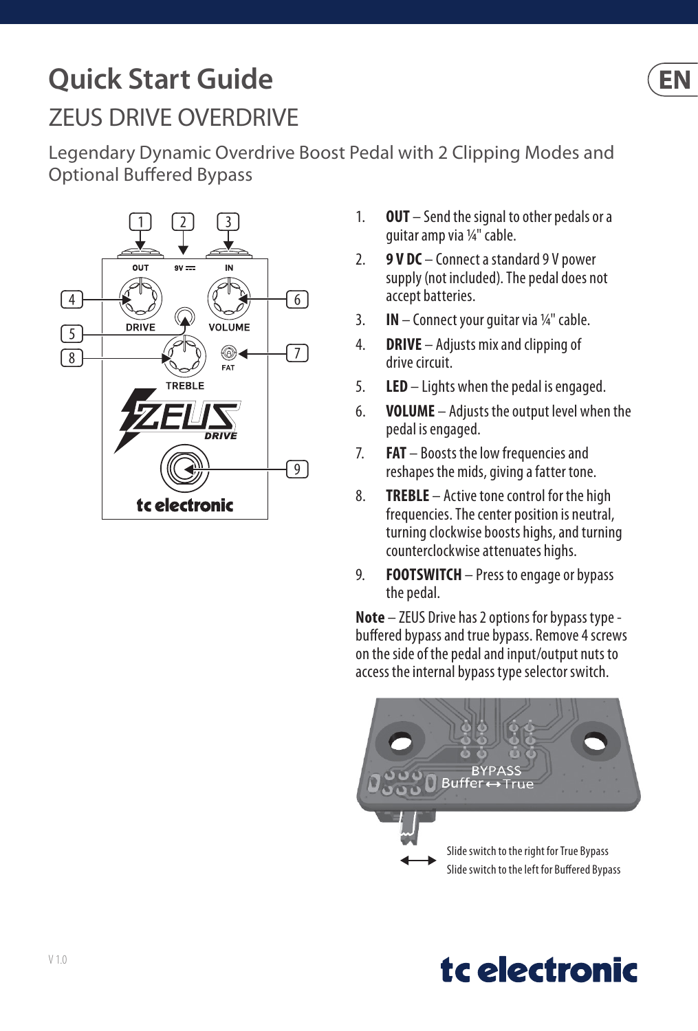# Quick Start Guide

## ZEUS DRIVE OVERDRIVE

Legendary Dynamic Overdrive Boost Pedal with 2 Clipping Modes and Optional Buffered Bypass

1. **OUT** – Send the signal to other pedals or a guitar amp via ¼" cable.
2. **9 V DC** – Connect a standard 9 V power supply (not included). The pedal does not accept batteries.
3. **IN** – Connect your guitar via ¼" cable.
4. **DRIVE** – Adjusts mix and clipping of drive circuit.
5. **LED** – Lights when the pedal is engaged.
6. **VOLUME** – Adjusts the output level when the pedal is engaged.
7. **FAT** – Boosts the low frequencies and reshapes the mids, giving a fatter tone.
8. **TREBLE** – Active tone control for the high frequencies. The center position is neutral, turning clockwise boosts highs, and turning counterclockwise attenuates highs.
9. **FOOTSWITCH** – Press to engage or bypass the pedal.

**Note** – ZEUS Drive has 2 options for bypass type - buffered bypass and true bypass. Remove 4 screws on the side of the pedal and input/output nuts to access the internal bypass type selector switch.

Slide switch to the right for True Bypass

Slide switch to the left for Buffered Bypass

V 1.0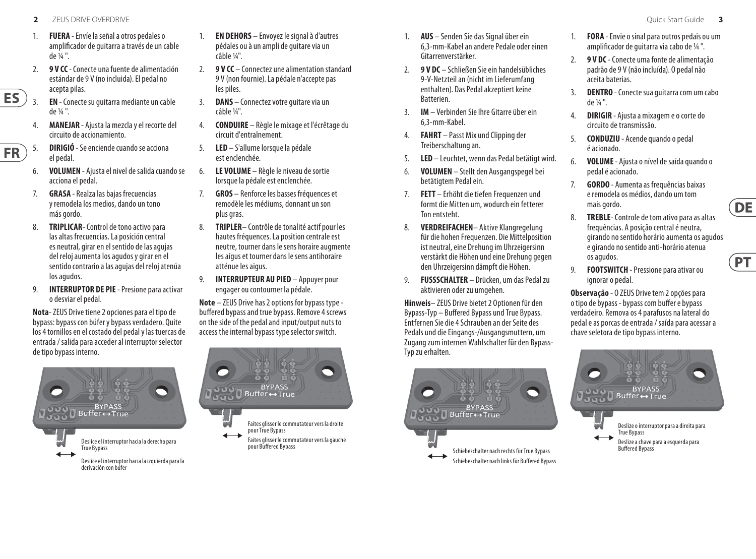1. **FUERA** - Envíe la señal a otros pedales o amplificador de guitarra a través de un cable de ¼ ".
2. **9 V CC** - Conecte una fuente de alimentación estándar de 9 V (no incluida). El pedal no acepta pilas.
3. **EN** - Conecte su guitarra mediante un cable de ¼ ".
4. **MANEJAR** - Ajusta la mezcla y el recorte del circuito de accionamiento.
5. **DIRIGIÓ** - Se enciende cuando se acciona el pedal.
6. **VOLUMEN** - Ajusta el nivel de salida cuando se acciona el pedal.
7. **GRASA** - Realza las bajas frecuencias y remodela los medios, dando un tono más gordo.
8. **TRIPLICAR**- Control de tono activo para las altas frecuencias. La posición central es neutral, girar en el sentido de las agujas del reloj aumenta los agudos y girar en el sentido contrario a las agujas del reloj atenúa los agudos.
9. **INTERRUPTOR DE PIE** - Presione para activar o desviar el pedal.

**Nota**- ZEUS Drive tiene 2 opciones para el tipo de bypass: bypass con búfer y bypass verdadero. Quite los 4 tornillos en el costado del pedal y las tuercas de entrada / salida para acceder al interruptor selector de tipo bypass interno.

BYPASS Buffer↔True

Deslice el interruptor hacia la derecha para True Bypass

Deslice el interruptor hacia la izquierda para la derivación con búfer

1. **EN DEHORS** – Envoyez le signal à d'autres pédales ou à un ampli de guitare via un câble ¼".
2. **9 V CC** – Connectez une alimentation standard 9 V (non fournie). La pédale n'accepte pas les piles.
3. **DANS** – Connectez votre guitare via un câble ¼".
4. **CONDUIRE** – Règle le mixage et l'écrêtage du circuit d'entraînement.
5. **LED** – S'allume lorsque la pédale est enclenchée.
6. **LE VOLUME** – Règle le niveau de sortie lorsque la pédale est enclenchée.
7. **GROS** – Renforce les basses fréquences et remodèle les médiums, donnant un son plus gras.
8. **TRIPLER**– Contrôle de tonalité actif pour les hautes fréquences. La position centrale est neutre, tourner dans le sens horaire augmente les aigus et tourner dans le sens antihoraire atténue les aigus.
9. **INTERRUPTEUR AU PIED** – Appuyer pour engager ou contourner la pédale.

**Note** – ZEUS Drive has 2 options for bypass type - buffered bypass and true bypass. Remove 4 screws on the side of the pedal and input/output nuts to access the internal bypass type selector switch.

BYPASS Buffer↔True

Faites glisser le commutateur vers la droite pour True Bypass

Faites glisser le commutateur vers la gauche pour Buffered Bypass

1. **AUS** – Senden Sie das Signal über ein 6,3-mm-Kabel an andere Pedale oder einen Gitarrenverstärker.
2. **9 V DC** – Schließen Sie ein handelsübliches 9-V-Netzteil an (nicht im Lieferumfang enthalten). Das Pedal akzeptiert keine Batterien.
3. **IM** – Verbinden Sie Ihre Gitarre über ein 6,3-mm-Kabel.
4. **FAHRT** – Passt Mix und Clipping der Treiberschaltung an.
5. **LED** – Leuchtet, wenn das Pedal betätigt wird.
6. **VOLUMEN** – Stellt den Ausgangspegel bei betätigtem Pedal ein.
7. **FETT** – Erhöht die tiefen Frequenzen und formt die Mitten um, wodurch ein fetterer Ton entsteht.
8. **VERDREIFACHEN**– Aktive Klangregelung für die hohen Frequenzen. Die Mittelposition ist neutral, eine Drehung im Uhrzeigersinn verstärkt die Höhen und eine Drehung gegen den Uhrzeigersinn dämpft die Höhen.
9. **FUSSSCHALTER** – Drücken, um das Pedal zu aktivieren oder zu umgehen.

**Hinweis**– ZEUS Drive bietet 2 Optionen für den Bypass-Typ – Buffered Bypass und True Bypass. Entfernen Sie die 4 Schrauben an der Seite des Pedals und die Eingangs-/Ausgangsmuttern, um Zugang zum internen Wahlschalter für den Bypass-Typ zu erhalten.

BYPASS Buffer↔True

Schiebeschalter nach rechts für True Bypass

Schiebeschalter nach links für Buffered Bypass

1. **FORA** - Envie o sinal para outros pedais ou um amplificador de guitarra via cabo de ¼ ".
2. **9 V DC** - Conecte uma fonte de alimentação padrão de 9 V (não incluída). O pedal não aceita baterias.
3. **DENTRO** - Conecte sua guitarra com um cabo de ¼ ".
4. **DIRIGIR** - Ajusta a mixagem e o corte do circuito de transmissão.
5. **CONDUZIU** - Acende quando o pedal é acionado.
6. **VOLUME** - Ajusta o nível de saída quando o pedal é acionado.
7. **GORDO** - Aumenta as frequências baixas e remodela os médios, dando um tom mais gordo.
8. **TREBLE**- Controle de tom ativo para as altas frequências. A posição central é neutra, girando no sentido horário aumenta os agudos e girando no sentido anti-horário atenua os agudos.
9. **FOOTSWITCH** - Pressione para ativar ou ignorar o pedal.

**Observação** - O ZEUS Drive tem 2 opções para o tipo de bypass - bypass com buffer e bypass verdadeiro. Remova os 4 parafusos na lateral do pedal e as porcas de entrada / saída para acessar a chave seletora de tipo bypass interno.

BYPASS Buffer↔True

Deslize o interruptor para a direita para True Bypass

Deslize a chave para a esquerda para Buffered Bypass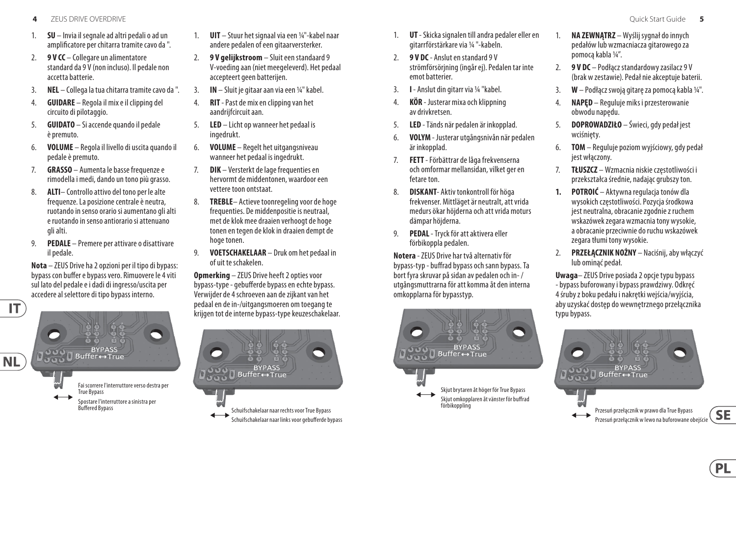1. **SU** – Invia il segnale ad altri pedali o ad un amplificatore per chitarra tramite cavo da ".
2. **9 V CC** – Collegare un alimentatore standard da 9 V (non incluso). Il pedale non accetta batterie.
3. **NEL** – Collega la tua chitarra tramite cavo da ".
4. **GUIDARE** – Regola il mix e il clipping del circuito di pilotaggio.
5. **GUIDATO** – Si accende quando il pedale è premuto.
6. **VOLUME** – Regola il livello di uscita quando il pedale è premuto.
7. **GRASSO** – Aumenta le basse frequenze e rimodella i medi, dando un tono più grasso.
8. **ALTI**– Controllo attivo del tono per le alte frequenze. La posizione centrale è neutra, ruotando in senso orario si aumentano gli alti e ruotando in senso antiorario si attenuano gli alti.
9. **PEDALE** – Premere per attivare o disattivare il pedale.

**Nota** – ZEUS Drive ha 2 opzioni per il tipo di bypass: bypass con buffer e bypass vero. Rimuovere le 4 viti sul lato del pedale e i dadi di ingresso/uscita per accedere al selettore di tipo bypass interno.

BYPASS Buffer↔True

Fai scorrere l'interruttore verso destra per True Bypass

Spostare l'interruttore a sinistra per Buffered Bypass

1. **UIT** – Stuur het signaal via een ¼"-kabel naar andere pedalen of een gitaarversterker.
2. **9 V gelijkstroom** – Sluit een standaard 9 V-voeding aan (niet meegeleverd). Het pedaal accepteert geen batterijen.
3. **IN** – Sluit je gitaar aan via een ¼" kabel.
4. **RIT** - Past de mix en clipping van het aandrijfcircuit aan.
5. **LED** – Licht op wanneer het pedaal is ingedrukt.
6. **VOLUME** – Regelt het uitgangsniveau wanneer het pedaal is ingedrukt.
7. **DIK** – Versterkt de lage frequenties en hervormt de middentonen, waardoor een vettere toon ontstaat.
8. **TREBLE**– Actieve toonregeling voor de hoge frequenties. De middenpositie is neutraal, met de klok mee draaien verhoogt de hoge tonen en tegen de klok in draaien dempt de hoge tonen.
9. **VOETSCHAKELAAR** – Druk om het pedaal in of uit te schakelen.

**Opmerking** – ZEUS Drive heeft 2 opties voor bypass-type - gebufferde bypass en echte bypass. Verwijder de 4 schroeven aan de zijkant van het pedaal en de in-/uitgangsmoeren om toegang te krijgen tot de interne bypass-type keuzeschakelaar.

BYPASS Buffer↔True

Schuifschakelaar naar rechts voor True Bypass

Schuifschakelaar naar links voor gebufferde bypass

1. **UT** - Skicka signalen till andra pedaler eller en gitarrförstärkare via ¼ "-kabeln.
2. **9 V DC** - Anslut en standard 9 V strömförsörjning (ingår ej). Pedalen tar inte emot batterier.
3. **I** - Anslut din gitarr via ¼ "kabel.
4. **KÖR** - Justerar mixa och klippning av drivkretsen.
5. **LED** - Tänds när pedalen är inkopplad.
6. **VOLYM** - Justerar utgångsnivån när pedalen är inkopplad.
7. **FETT** - Förbättrar de låga frekvenserna och omformar mellansidan, vilket ger en fetare ton.
8. **DISKANT**- Aktiv tonkontroll för höga frekvenser. Mittläget är neutralt, att vrida medurs ökar höjderna och att vrida moturs dämpar höjderna.
9. **PEDAL** - Tryck för att aktivera eller förbikoppla pedalen.

**Notera** - ZEUS Drive har två alternativ för bypass-typ - buffrad bypass och sann bypass. Ta bort fyra skruvar på sidan av pedalen och in- / utgångsmuttrarna för att komma åt den interna omkopplarna för bypasstyp.

BYPASS Buffer↔True

Skjut brytaren åt höger för True Bypass

Skjut omkopplaren åt vänster för buffrad förbikoppling

1. **NA ZEWNĄTRZ** – Wyślij sygnał do innych pedałów lub wzmacniacza gitarowego za pomocą kabla ¼".
2. **9 V DC** – Podłącz standardowy zasilacz 9 V (brak w zestawie). Pedał nie akceptuje baterii.
3. **W** – Podłącz swoją gitarę za pomocą kabla ¼".
4. **NAPĘD** – Reguluje miks i przesterowanie obwodu napędu.
5. **DOPROWADZIŁO** – Świeci, gdy pedał jest wciśnięty.
6. **TOM** – Reguluje poziom wyjściowy, gdy pedał jest włączony.
7. **TŁUSZCZ** – Wzmacnia niskie częstotliwości i przekształca średnie, nadając grubszy ton.
1. **POTROIĆ** – Aktywna regulacja tonów dla wysokich częstotliwości. Pozycja środkowa jest neutralna, obracanie zgodnie z ruchem wskazówek zegara wzmacnia tony wysokie, a obracanie przeciwnie do ruchu wskazówek zegara tłumi tony wysokie.
2. **PRZEŁĄCZNIK NOŻNY** – Naciśnij, aby włączyć lub ominąć pedał.

**Uwaga**– ZEUS Drive posiada 2 opcje typu bypass - bypass buforowany i bypass prawdziwy. Odkręć 4 śruby z boku pedału i nakrętki wejścia/wyjścia, aby uzyskać dostęp do wewnętrznego przełącznika typu bypass.

BYPASS Buffer↔True

Przesuń przełącznik w prawo dla True Bypass

Przesuń przełącznik w lewo na buforowane obejście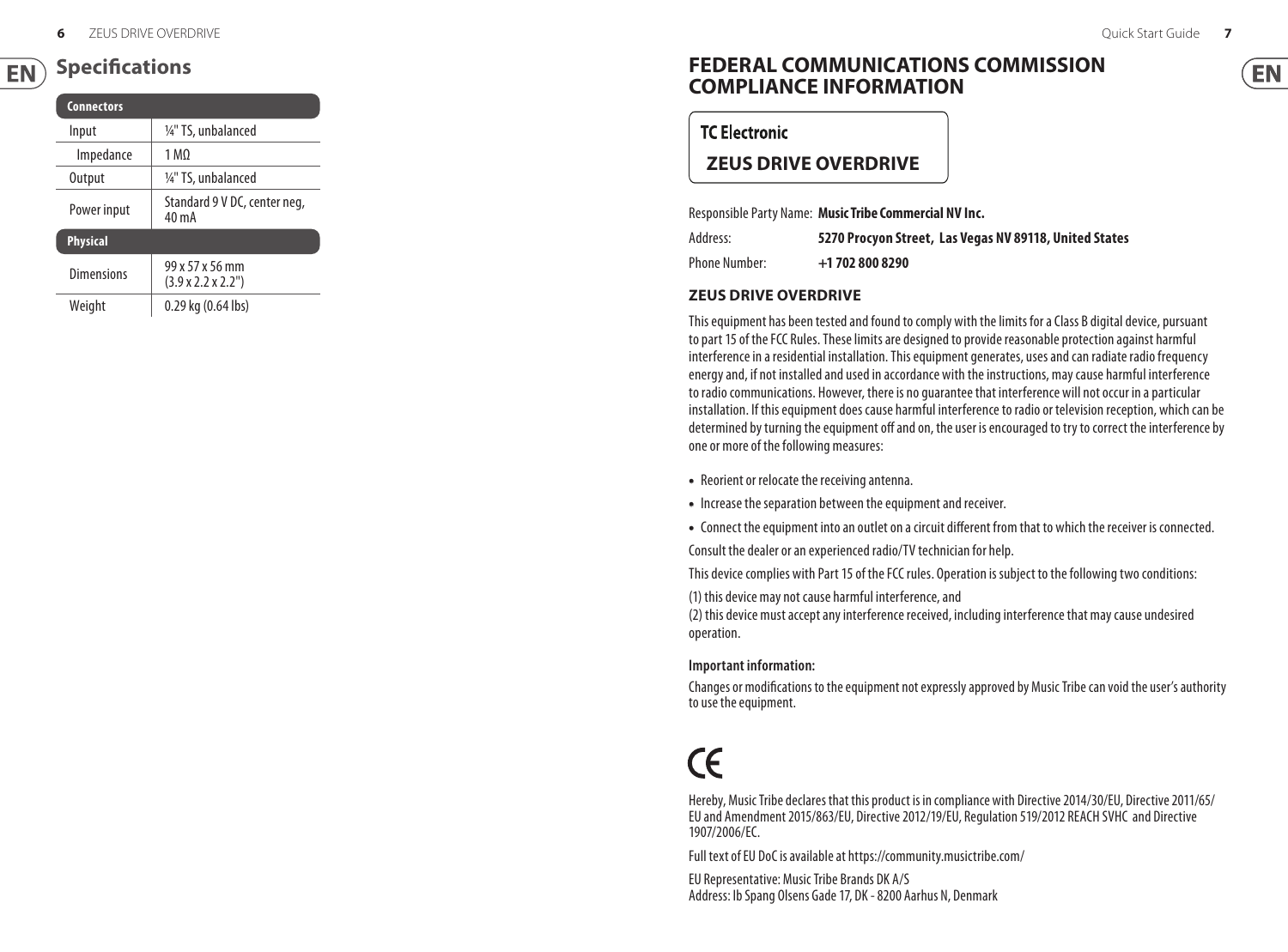## Specifications

| Connectors | |
|---|---|
| Input | ¼" TS, unbalanced |
| Impedance | 1 MΩ |
| Output | ¼" TS, unbalanced |
| Power input | Standard 9 V DC, center neg, 40 mA |
| **Physical** | |
| Dimensions | 99 x 57 x 56 mm (3.9 x 2.2 x 2.2") |
| Weight | 0.29 kg (0.64 lbs) |

## FEDERAL COMMUNICATIONS COMMISSION COMPLIANCE INFORMATION

**TC Electronic**

**ZEUS DRIVE OVERDRIVE**

Responsible Party Name: **Music Tribe Commercial NV Inc.**

Address: **5270 Procyon Street, Las Vegas NV 89118, United States**

Phone Number: **+1 702 800 8290**

### ZEUS DRIVE OVERDRIVE

This equipment has been tested and found to comply with the limits for a Class B digital device, pursuant to part 15 of the FCC Rules. These limits are designed to provide reasonable protection against harmful interference in a residential installation. This equipment generates, uses and can radiate radio frequency energy and, if not installed and used in accordance with the instructions, may cause harmful interference to radio communications. However, there is no guarantee that interference will not occur in a particular installation. If this equipment does cause harmful interference to radio or television reception, which can be determined by turning the equipment off and on, the user is encouraged to try to correct the interference by one or more of the following measures:

- Reorient or relocate the receiving antenna.
- Increase the separation between the equipment and receiver.
- Connect the equipment into an outlet on a circuit different from that to which the receiver is connected.

Consult the dealer or an experienced radio/TV technician for help.

This device complies with Part 15 of the FCC rules. Operation is subject to the following two conditions:

(1) this device may not cause harmful interference, and
(2) this device must accept any interference received, including interference that may cause undesired operation.

**Important information:**

Changes or modifications to the equipment not expressly approved by Music Tribe can void the user's authority to use the equipment.

CE

Hereby, Music Tribe declares that this product is in compliance with Directive 2014/30/EU, Directive 2011/65/EU and Amendment 2015/863/EU, Directive 2012/19/EU, Regulation 519/2012 REACH SVHC and Directive 1907/2006/EC.

Full text of EU DoC is available at https://community.musictribe.com/

EU Representative: Music Tribe Brands DK A/S
Address: Ib Spang Olsens Gade 17, DK - 8200 Aarhus N, Denmark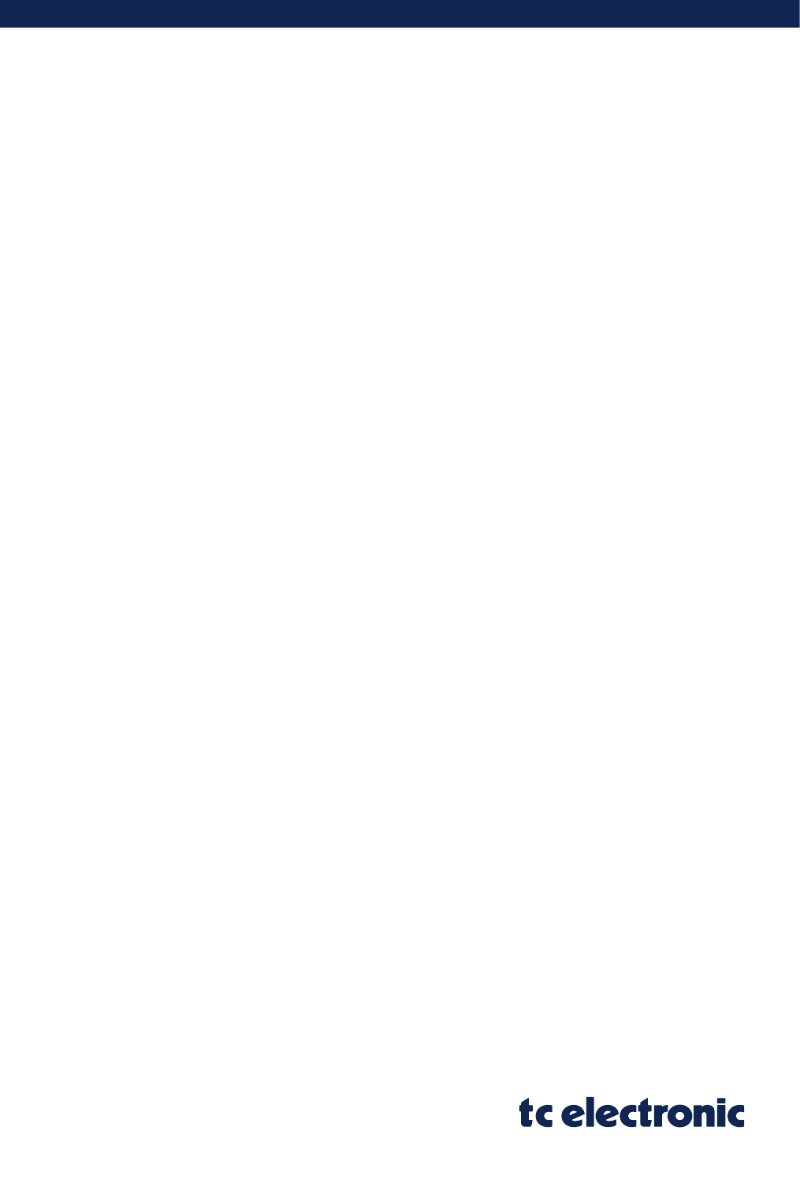tc electronic